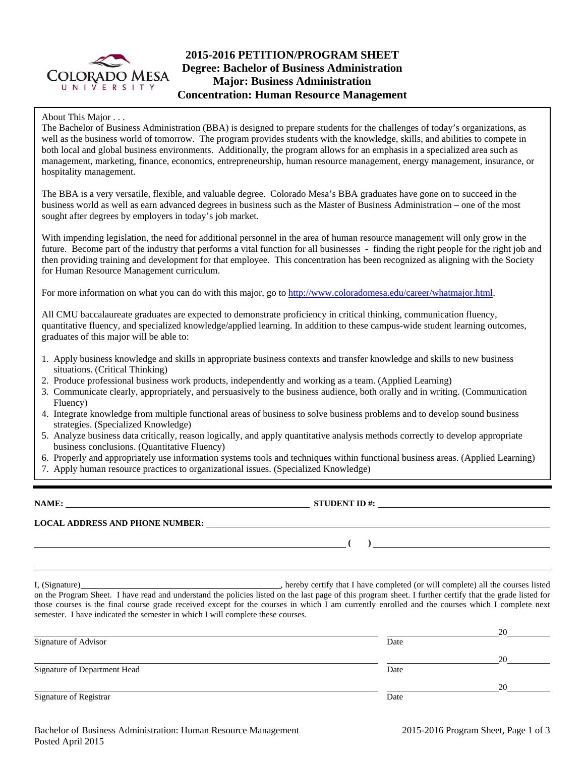# 2015-2016 PETITION/PROGRAM SHEET
## Degree: Bachelor of Business Administration
## Major: Business Administration
## Concentration: Human Resource Management

About This Major . . .

The Bachelor of Business Administration (BBA) is designed to prepare students for the challenges of today's organizations, as well as the business world of tomorrow. The program provides students with the knowledge, skills, and abilities to compete in both local and global business environments. Additionally, the program allows for an emphasis in a specialized area such as management, marketing, finance, economics, entrepreneurship, human resource management, energy management, insurance, or hospitality management.

The BBA is a very versatile, flexible, and valuable degree. Colorado Mesa's BBA graduates have gone on to succeed in the business world as well as earn advanced degrees in business such as the Master of Business Administration – one of the most sought after degrees by employers in today's job market.

With impending legislation, the need for additional personnel in the area of human resource management will only grow in the future. Become part of the industry that performs a vital function for all businesses - finding the right people for the right job and then providing training and development for that employee. This concentration has been recognized as aligning with the Society for Human Resource Management curriculum.

For more information on what you can do with this major, go to http://www.coloradomesa.edu/career/whatmajor.html.

All CMU baccalaureate graduates are expected to demonstrate proficiency in critical thinking, communication fluency, quantitative fluency, and specialized knowledge/applied learning. In addition to these campus-wide student learning outcomes, graduates of this major will be able to:

1. Apply business knowledge and skills in appropriate business contexts and transfer knowledge and skills to new business situations. (Critical Thinking)
2. Produce professional business work products, independently and working as a team. (Applied Learning)
3. Communicate clearly, appropriately, and persuasively to the business audience, both orally and in writing. (Communication Fluency)
4. Integrate knowledge from multiple functional areas of business to solve business problems and to develop sound business strategies. (Specialized Knowledge)
5. Analyze business data critically, reason logically, and apply quantitative analysis methods correctly to develop appropriate business conclusions. (Quantitative Fluency)
6. Properly and appropriately use information systems tools and techniques within functional business areas. (Applied Learning)
7. Apply human resource practices to organizational issues. (Specialized Knowledge)

---

**NAME:** ______________________ **STUDENT ID #:** ______________________

**LOCAL ADDRESS AND PHONE NUMBER:** ______________________

______________________ **( )** ______________________

---

I, (Signature)______________________, hereby certify that I have completed (or will complete) all the courses listed on the Program Sheet. I have read and understand the policies listed on the last page of this program sheet. I further certify that the grade listed for those courses is the final course grade received except for the courses in which I am currently enrolled and the courses which I complete next semester. I have indicated the semester in which I will complete these courses.

______________________ ______________ 20______
Signature of Advisor Date

______________________ ______________ 20______
Signature of Department Head Date

______________________ ______________ 20______
Signature of Registrar Date

Bachelor of Business Administration: Human Resource Management
Posted April 2015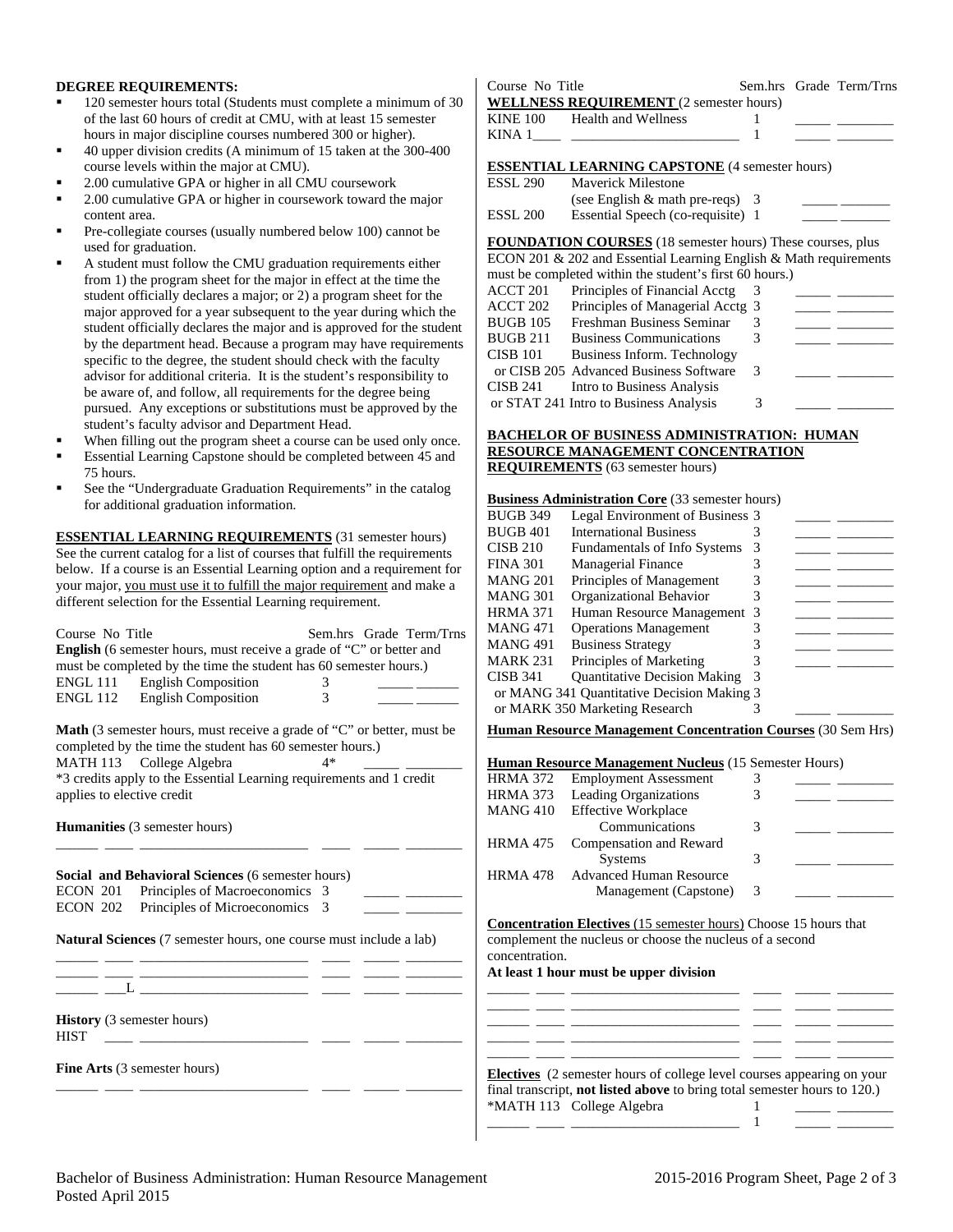## DEGREE REQUIREMENTS:

- 120 semester hours total (Students must complete a minimum of 30 of the last 60 hours of credit at CMU, with at least 15 semester hours in major discipline courses numbered 300 or higher).
- 40 upper division credits (A minimum of 15 taken at the 300-400 course levels within the major at CMU).
- 2.00 cumulative GPA or higher in all CMU coursework
- 2.00 cumulative GPA or higher in coursework toward the major content area.
- Pre-collegiate courses (usually numbered below 100) cannot be used for graduation.
- A student must follow the CMU graduation requirements either from 1) the program sheet for the major in effect at the time the student officially declares a major; or 2) a program sheet for the major approved for a year subsequent to the year during which the student officially declares the major and is approved for the student by the department head. Because a program may have requirements specific to the degree, the student should check with the faculty advisor for additional criteria. It is the student's responsibility to be aware of, and follow, all requirements for the degree being pursued. Any exceptions or substitutions must be approved by the student's faculty advisor and Department Head.
- When filling out the program sheet a course can be used only once.
- Essential Learning Capstone should be completed between 45 and 75 hours.
- See the "Undergraduate Graduation Requirements" in the catalog for additional graduation information.

**ESSENTIAL LEARNING REQUIREMENTS** (31 semester hours) See the current catalog for a list of courses that fulfill the requirements below. If a course is an Essential Learning option and a requirement for your major, you must use it to fulfill the major requirement and make a different selection for the Essential Learning requirement.

| Course No | Title | Sem.hrs | Grade | Term/Trns |
|---|---|---|---|---|
| **English** (6 semester hours, must receive a grade of "C" or better and must be completed by the time the student has 60 semester hours.) | | | | |
| ENGL 111 | English Composition | 3 | _____ | ______ |
| ENGL 112 | English Composition | 3 | _____ | ______ |
| **Math** (3 semester hours, must receive a grade of "C" or better, must be completed by the time the student has 60 semester hours.) | | | | |
| MATH 113 | College Algebra | 4* | _____ | ________ |
| *3 credits apply to the Essential Learning requirements and 1 credit applies to elective credit | | | | |
| **Humanities** (3 semester hours) | | | | |
| ______ ____ | ______________________ | ____ | _____ | ________ |
| **Social and Behavioral Sciences** (6 semester hours) | | | | |
| ECON 201 | Principles of Macroeconomics | 3 | _____ | ________ |
| ECON 202 | Principles of Microeconomics | 3 | _____ | ________ |
| **Natural Sciences** (7 semester hours, one course must include a lab) | | | | |
| ______ ____ | ______________________ | ____ | _____ | ________ |
| ______ ____ | ______________________ | ____ | _____ | ________ |
| ______ ___L | ______________________ | ____ | _____ | ________ |
| **History** (3 semester hours) | | | | |
| HIST ____ | ______________________ | ____ | _____ | ________ |
| **Fine Arts** (3 semester hours) | | | | |
| ______ ____ | ______________________ | ____ | _____ | ________ |

| Course No | Title | Sem.hrs | Grade | Term/Trns |
|---|---|---|---|---|
| **WELLNESS REQUIREMENT** (2 semester hours) | | | | |
| KINE 100 | Health and Wellness | 1 | _____ | ________ |
| KINA 1____ | ______________________ | 1 | _____ | ________ |
| **ESSENTIAL LEARNING CAPSTONE** (4 semester hours) | | | | |
| ESSL 290 | Maverick Milestone (see English & math pre-reqs) | 3 | _____ | _______ |
| ESSL 200 | Essential Speech (co-requisite) | 1 | _____ | _______ |
| **FOUNDATION COURSES** (18 semester hours) These courses, plus ECON 201 & 202 and Essential Learning English & Math requirements must be completed within the student's first 60 hours.) | | | | |
| ACCT 201 | Principles of Financial Acctg | 3 | _____ | ________ |
| ACCT 202 | Principles of Managerial Acctg | 3 | _____ | ________ |
| BUGB 105 | Freshman Business Seminar | 3 | _____ | ________ |
| BUGB 211 | Business Communications | 3 | _____ | ________ |
| CISB 101 | Business Inform. Technology | | | |
| or CISB 205 | Advanced Business Software | 3 | _____ | ________ |
| CISB 241 | Intro to Business Analysis | | | |
| or STAT 241 | Intro to Business Analysis | 3 | _____ | ________ |

**BACHELOR OF BUSINESS ADMINISTRATION: HUMAN RESOURCE MANAGEMENT CONCENTRATION REQUIREMENTS** (63 semester hours)

| Course No | Title | Sem.hrs | Grade | Term/Trns |
|---|---|---|---|---|
| **Business Administration Core** (33 semester hours) | | | | |
| BUGB 349 | Legal Environment of Business | 3 | _____ | ________ |
| BUGB 401 | International Business | 3 | _____ | ________ |
| CISB 210 | Fundamentals of Info Systems | 3 | _____ | ________ |
| FINA 301 | Managerial Finance | 3 | _____ | ________ |
| MANG 201 | Principles of Management | 3 | _____ | ________ |
| MANG 301 | Organizational Behavior | 3 | _____ | ________ |
| HRMA 371 | Human Resource Management | 3 | _____ | ________ |
| MANG 471 | Operations Management | 3 | _____ | ________ |
| MANG 491 | Business Strategy | 3 | _____ | ________ |
| MARK 231 | Principles of Marketing | 3 | _____ | ________ |
| CISB 341 | Quantitative Decision Making | 3 | | |
| or MANG 341 | Quantitative Decision Making | 3 | | |
| or MARK 350 | Marketing Research | 3 | _____ | ________ |

**Human Resource Management Concentration Courses** (30 Sem Hrs)

| Course No | Title | Sem.hrs | Grade | Term/Trns |
|---|---|---|---|---|
| **Human Resource Management Nucleus** (15 Semester Hours) | | | | |
| HRMA 372 | Employment Assessment | 3 | _____ | ________ |
| HRMA 373 | Leading Organizations | 3 | _____ | ________ |
| MANG 410 | Effective Workplace Communications | 3 | _____ | ________ |
| HRMA 475 | Compensation and Reward Systems | 3 | _____ | ________ |
| HRMA 478 | Advanced Human Resource Management (Capstone) | 3 | _____ | ________ |

**Concentration Electives** (15 semester hours) Choose 15 hours that complement the nucleus or choose the nucleus of a second concentration.

**At least 1 hour must be upper division**

| Course No | Title | Sem.hrs | Grade | Term/Trns |
|---|---|---|---|---|
| ______ ____ | ______________________ | ____ | _____ | ________ |
| ______ ____ | ______________________ | ____ | _____ | ________ |
| ______ ____ | ______________________ | ____ | _____ | ________ |
| ______ ____ | ______________________ | ____ | _____ | ________ |
| ______ ____ | ______________________ | ____ | _____ | ________ |

**Electives** (2 semester hours of college level courses appearing on your final transcript, **not listed above** to bring total semester hours to 120.)

| Course No | Title | Sem.hrs | Grade | Term/Trns |
|---|---|---|---|---|
| *MATH 113 | College Algebra | 1 | _____ | ________ |
| ______ ____ | ______________________ | 1 | _____ | ________ |

Bachelor of Business Administration: Human Resource Management
Posted April 2015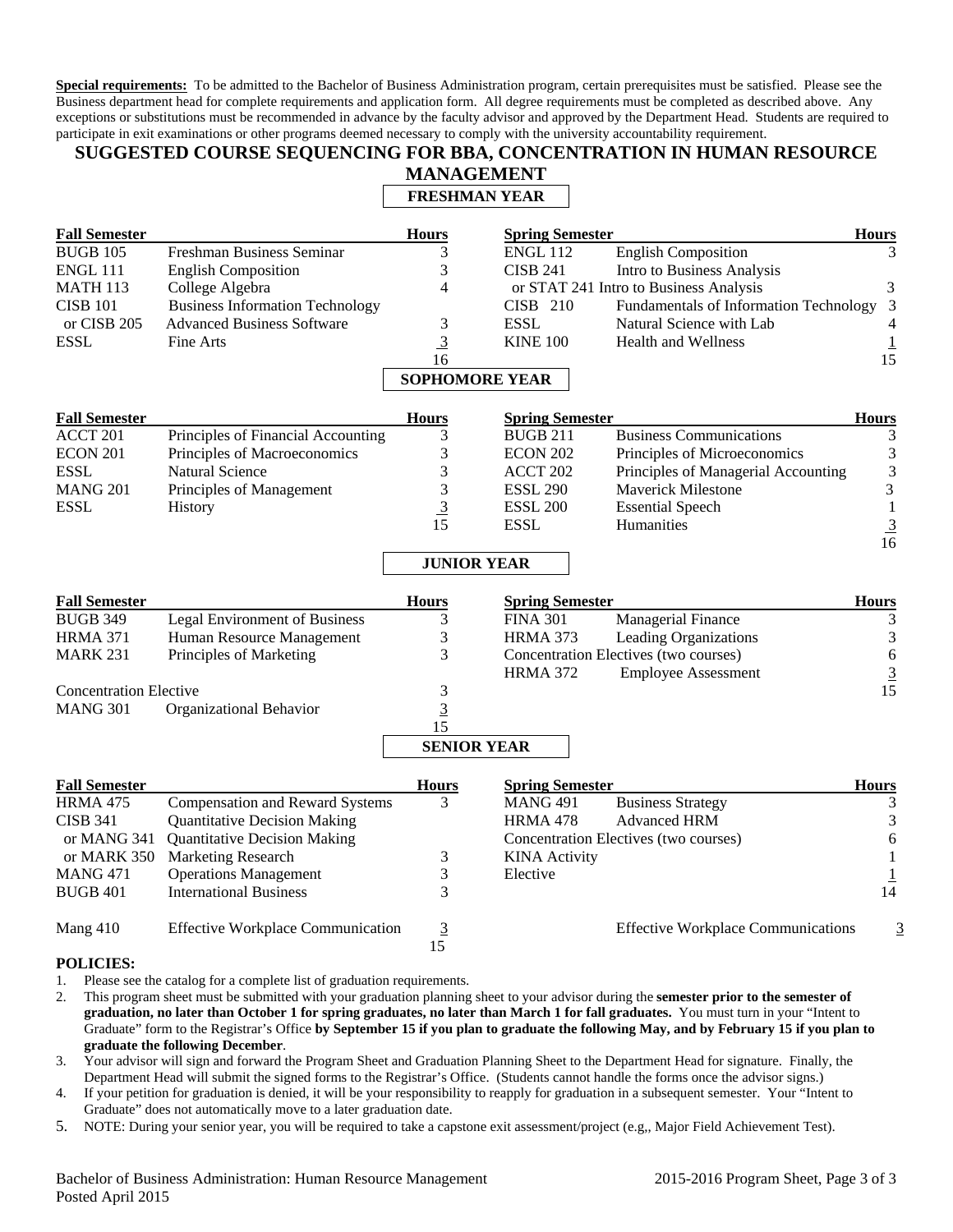**Special requirements:** To be admitted to the Bachelor of Business Administration program, certain prerequisites must be satisfied. Please see the Business department head for complete requirements and application form. All degree requirements must be completed as described above. Any exceptions or substitutions must be recommended in advance by the faculty advisor and approved by the Department Head. Students are required to participate in exit examinations or other programs deemed necessary to comply with the university accountability requirement.

# SUGGESTED COURSE SEQUENCING FOR BBA, CONCENTRATION IN HUMAN RESOURCE MANAGEMENT

## FRESHMAN YEAR

| Fall Semester | | Hours | Spring Semester | | Hours |
|---|---|---|---|---|---|
| BUGB 105 | Freshman Business Seminar | 3 | ENGL 112 | English Composition | 3 |
| ENGL 111 | English Composition | 3 | CISB 241 | Intro to Business Analysis | |
| MATH 113 | College Algebra | 4 | or STAT 241 | Intro to Business Analysis | 3 |
| CISB 101 | Business Information Technology | | CISB 210 | Fundamentals of Information Technology | 3 |
| or CISB 205 | Advanced Business Software | 3 | ESSL | Natural Science with Lab | 4 |
| ESSL | Fine Arts | 3 | KINE 100 | Health and Wellness | 1 |
| | | 16 | | | 15 |

## SOPHOMORE YEAR

| Fall Semester | | Hours | Spring Semester | | Hours |
|---|---|---|---|---|---|
| ACCT 201 | Principles of Financial Accounting | 3 | BUGB 211 | Business Communications | 3 |
| ECON 201 | Principles of Macroeconomics | 3 | ECON 202 | Principles of Microeconomics | 3 |
| ESSL | Natural Science | 3 | ACCT 202 | Principles of Managerial Accounting | 3 |
| MANG 201 | Principles of Management | 3 | ESSL 290 | Maverick Milestone | 3 |
| ESSL | History | 3 | ESSL 200 | Essential Speech | 1 |
| | | 15 | ESSL | Humanities | 3 |
| | | | | | 16 |

## JUNIOR YEAR

| Fall Semester | | Hours | Spring Semester | | Hours |
|---|---|---|---|---|---|
| BUGB 349 | Legal Environment of Business | 3 | FINA 301 | Managerial Finance | 3 |
| HRMA 371 | Human Resource Management | 3 | HRMA 373 | Leading Organizations | 3 |
| MARK 231 | Principles of Marketing | 3 | Concentration Electives (two courses) | | 6 |
| | | | HRMA 372 | Employee Assessment | 3 |
| Concentration Elective | | 3 | | | 15 |
| MANG 301 | Organizational Behavior | 3 | | | |
| | | 15 | | | |

## SENIOR YEAR

| Fall Semester | | Hours | Spring Semester | | Hours |
|---|---|---|---|---|---|
| HRMA 475 | Compensation and Reward Systems | 3 | MANG 491 | Business Strategy | 3 |
| CISB 341 | Quantitative Decision Making | | HRMA 478 | Advanced HRM | 3 |
| or MANG 341 | Quantitative Decision Making | | Concentration Electives (two courses) | | 6 |
| or MARK 350 | Marketing Research | 3 | KINA Activity | | 1 |
| MANG 471 | Operations Management | 3 | Elective | | 1 |
| BUGB 401 | International Business | 3 | | | 14 |
| Mang 410 | Effective Workplace Communication | 3 | | Effective Workplace Communications | 3 |
| | | 15 | | | |

**POLICIES:**

1. Please see the catalog for a complete list of graduation requirements.
2. This program sheet must be submitted with your graduation planning sheet to your advisor during the **semester prior to the semester of graduation, no later than October 1 for spring graduates, no later than March 1 for fall graduates.** You must turn in your "Intent to Graduate" form to the Registrar's Office **by September 15 if you plan to graduate the following May, and by February 15 if you plan to graduate the following December**.
3. Your advisor will sign and forward the Program Sheet and Graduation Planning Sheet to the Department Head for signature. Finally, the Department Head will submit the signed forms to the Registrar's Office. (Students cannot handle the forms once the advisor signs.)
4. If your petition for graduation is denied, it will be your responsibility to reapply for graduation in a subsequent semester. Your "Intent to Graduate" does not automatically move to a later graduation date.
5. NOTE: During your senior year, you will be required to take a capstone exit assessment/project (e.g,, Major Field Achievement Test).

Bachelor of Business Administration: Human Resource Management
Posted April 2015